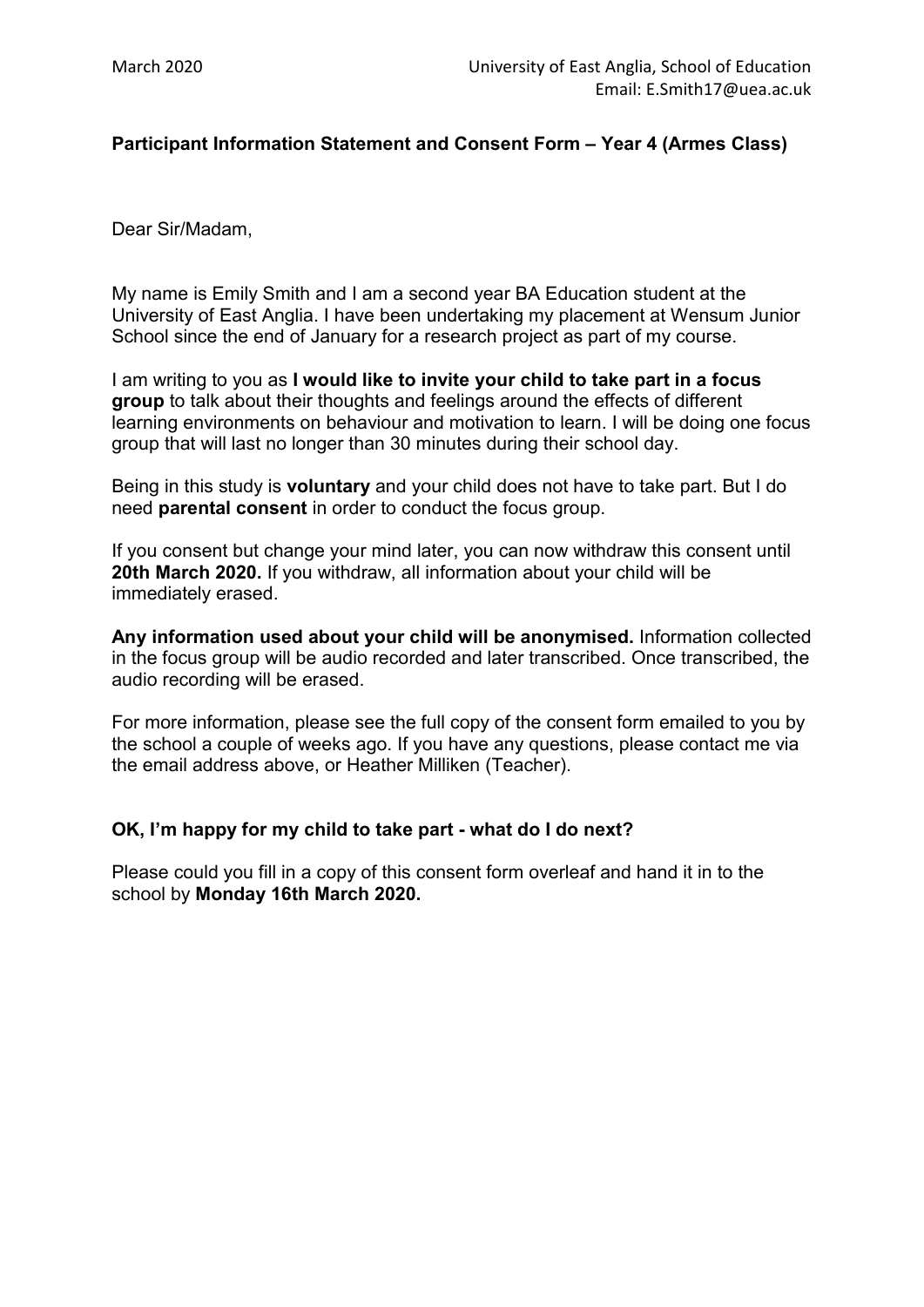March 2020

University of East Anglia, School of Education
Email: E.Smith17@uea.ac.uk

**Participant Information Statement and Consent Form – Year 4 (Armes Class)**

Dear Sir/Madam,

My name is Emily Smith and I am a second year BA Education student at the University of East Anglia. I have been undertaking my placement at Wensum Junior School since the end of January for a research project as part of my course.

I am writing to you as **I would like to invite your child to take part in a focus group** to talk about their thoughts and feelings around the effects of different learning environments on behaviour and motivation to learn. I will be doing one focus group that will last no longer than 30 minutes during their school day.

Being in this study is **voluntary** and your child does not have to take part. But I do need **parental consent** in order to conduct the focus group.

If you consent but change your mind later, you can now withdraw this consent until **20th March 2020.** If you withdraw, all information about your child will be immediately erased.

**Any information used about your child will be anonymised.** Information collected in the focus group will be audio recorded and later transcribed. Once transcribed, the audio recording will be erased.

For more information, please see the full copy of the consent form emailed to you by the school a couple of weeks ago. If you have any questions, please contact me via the email address above, or Heather Milliken (Teacher).

**OK, I'm happy for my child to take part - what do I do next?**

Please could you fill in a copy of this consent form overleaf and hand it in to the school by **Monday 16th March 2020.**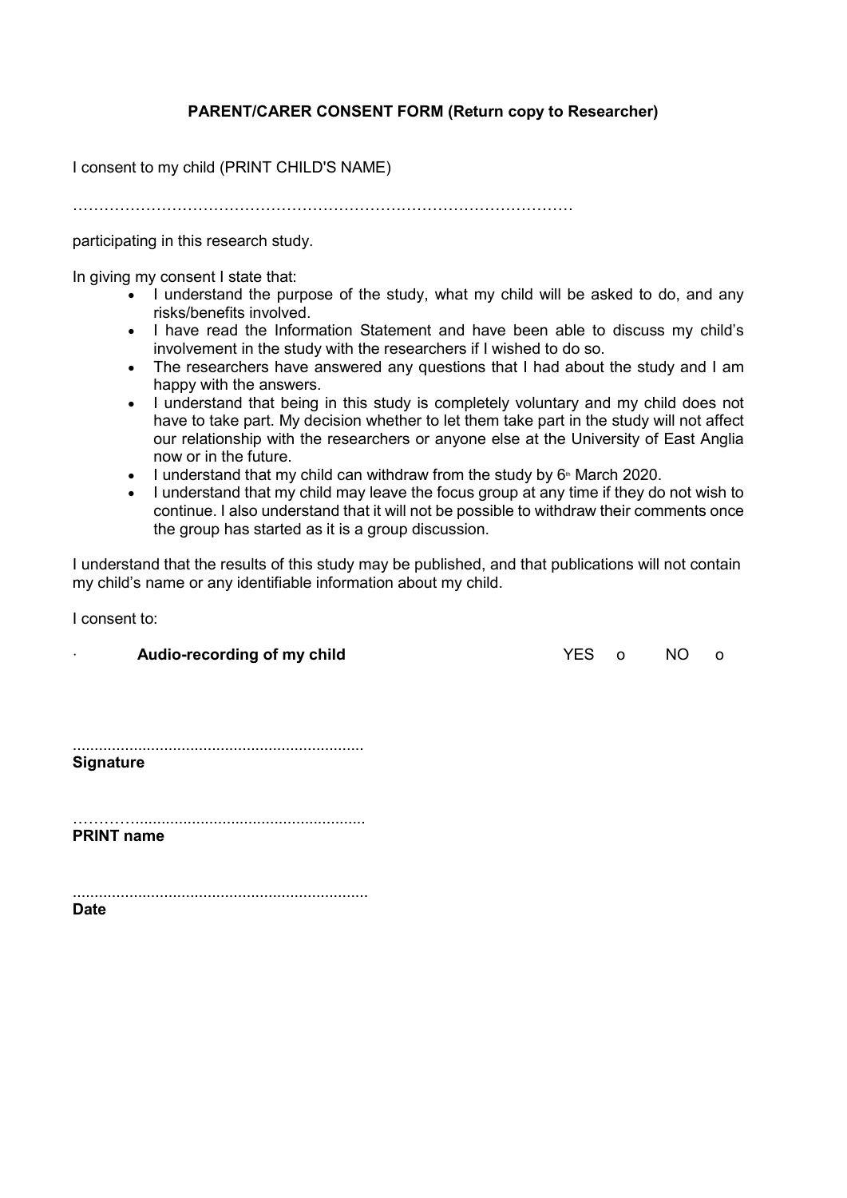**PARENT/CARER CONSENT FORM (Return copy to Researcher)**

I consent to my child (PRINT CHILD'S NAME)

…………………………………………………………………………………

participating in this research study.

In giving my consent I state that:

- I understand the purpose of the study, what my child will be asked to do, and any risks/benefits involved.
- I have read the Information Statement and have been able to discuss my child's involvement in the study with the researchers if I wished to do so.
- The researchers have answered any questions that I had about the study and I am happy with the answers.
- I understand that being in this study is completely voluntary and my child does not have to take part. My decision whether to let them take part in the study will not affect our relationship with the researchers or anyone else at the University of East Anglia now or in the future.
- I understand that my child can withdraw from the study by 6th March 2020.
- I understand that my child may leave the focus group at any time if they do not wish to continue. I also understand that it will not be possible to withdraw their comments once the group has started as it is a group discussion.

I understand that the results of this study may be published, and that publications will not contain my child's name or any identifiable information about my child.

I consent to:

· **Audio-recording of my child** YES o NO o

...................................................................
**Signature**

……………...................................................
**PRINT name**

...................................................................
**Date**